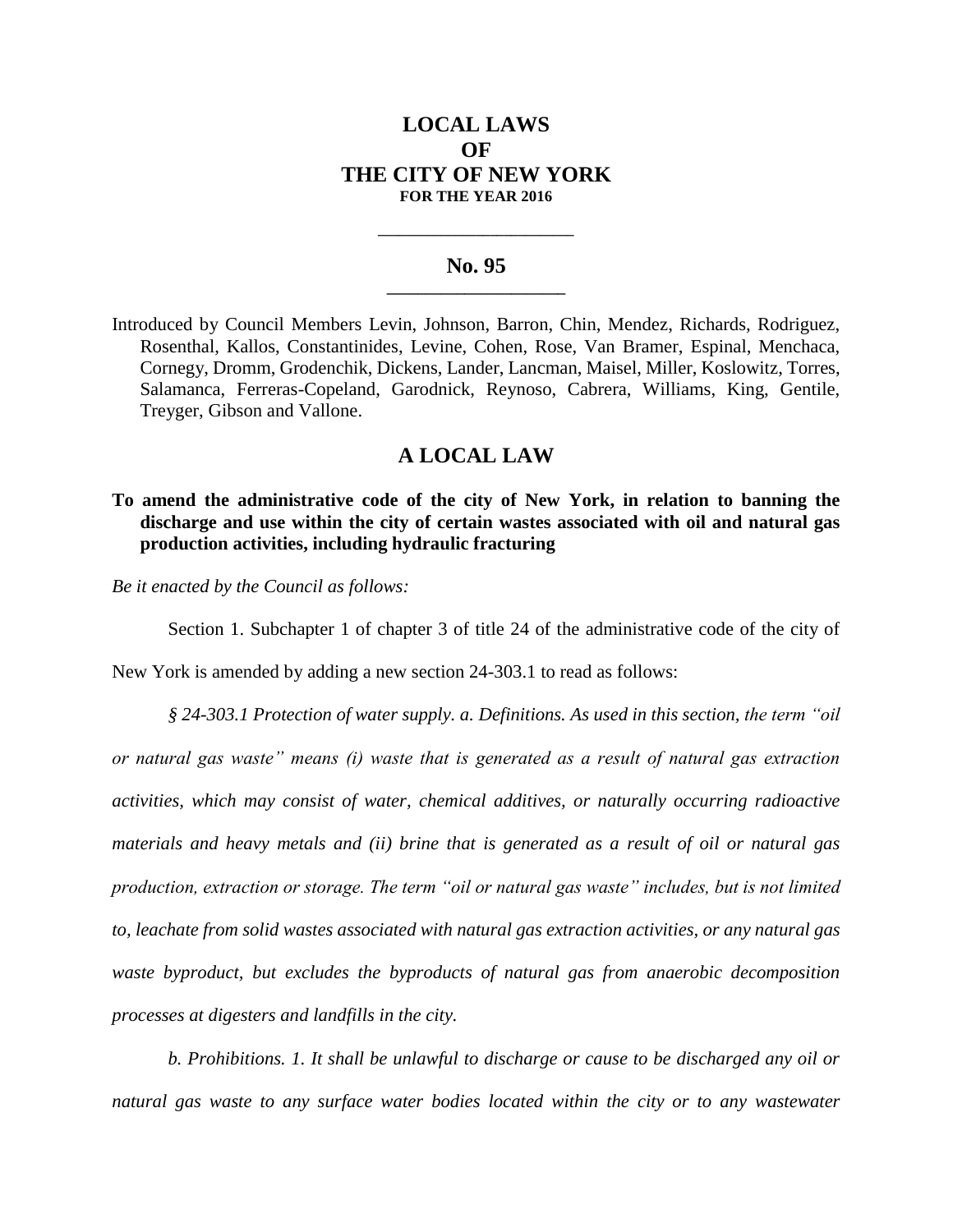# LOCAL LAWS
# OF
# THE CITY OF NEW YORK
**FOR THE YEAR 2016**

---

## No. 95

---

Introduced by Council Members Levin, Johnson, Barron, Chin, Mendez, Richards, Rodriguez, Rosenthal, Kallos, Constantinides, Levine, Cohen, Rose, Van Bramer, Espinal, Menchaca, Cornegy, Dromm, Grodenchik, Dickens, Lander, Lancman, Maisel, Miller, Koslowitz, Torres, Salamanca, Ferreras-Copeland, Garodnick, Reynoso, Cabrera, Williams, King, Gentile, Treyger, Gibson and Vallone.

## A LOCAL LAW

**To amend the administrative code of the city of New York, in relation to banning the discharge and use within the city of certain wastes associated with oil and natural gas production activities, including hydraulic fracturing**

*Be it enacted by the Council as follows:*

Section 1. Subchapter 1 of chapter 3 of title 24 of the administrative code of the city of New York is amended by adding a new section 24-303.1 to read as follows:

*§ 24-303.1 Protection of water supply. a. Definitions. As used in this section, the term "oil or natural gas waste" means (i) waste that is generated as a result of natural gas extraction activities, which may consist of water, chemical additives, or naturally occurring radioactive materials and heavy metals and (ii) brine that is generated as a result of oil or natural gas production, extraction or storage. The term "oil or natural gas waste" includes, but is not limited to, leachate from solid wastes associated with natural gas extraction activities, or any natural gas waste byproduct, but excludes the byproducts of natural gas from anaerobic decomposition processes at digesters and landfills in the city.*

*b. Prohibitions. 1. It shall be unlawful to discharge or cause to be discharged any oil or natural gas waste to any surface water bodies located within the city or to any wastewater*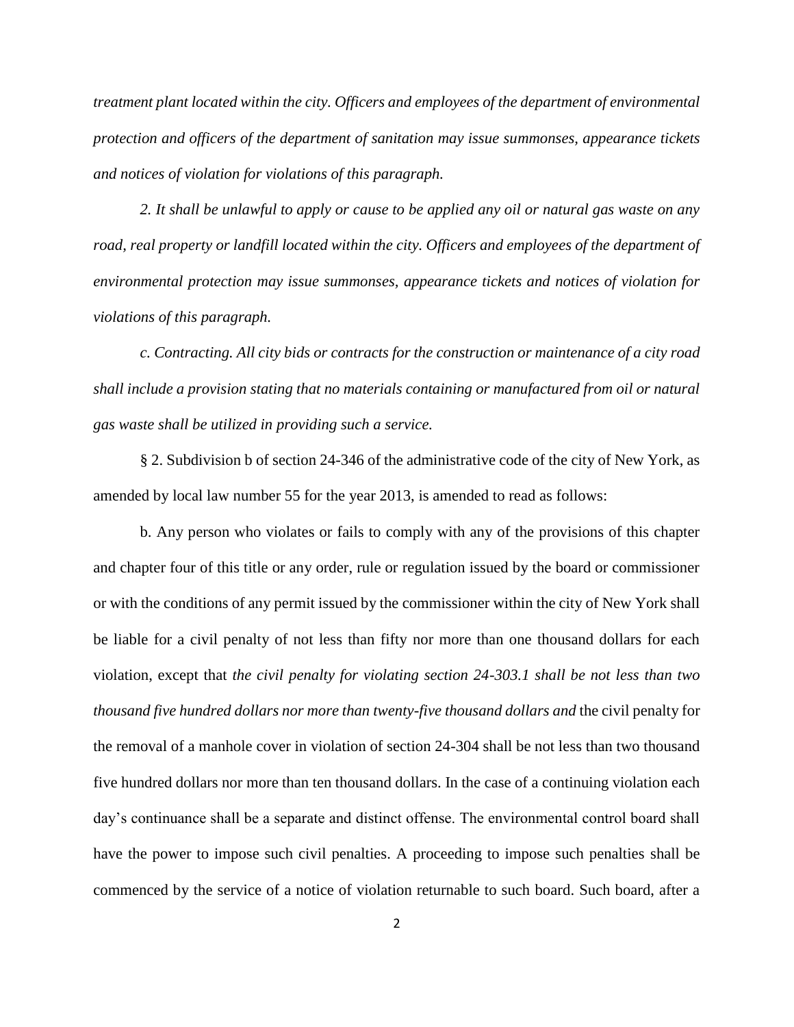*treatment plant located within the city. Officers and employees of the department of environmental protection and officers of the department of sanitation may issue summonses, appearance tickets and notices of violation for violations of this paragraph.*

*2. It shall be unlawful to apply or cause to be applied any oil or natural gas waste on any road, real property or landfill located within the city. Officers and employees of the department of environmental protection may issue summonses, appearance tickets and notices of violation for violations of this paragraph.*

*c. Contracting. All city bids or contracts for the construction or maintenance of a city road shall include a provision stating that no materials containing or manufactured from oil or natural gas waste shall be utilized in providing such a service.*

§ 2. Subdivision b of section 24-346 of the administrative code of the city of New York, as amended by local law number 55 for the year 2013, is amended to read as follows:

b. Any person who violates or fails to comply with any of the provisions of this chapter and chapter four of this title or any order, rule or regulation issued by the board or commissioner or with the conditions of any permit issued by the commissioner within the city of New York shall be liable for a civil penalty of not less than fifty nor more than one thousand dollars for each violation, except that *the civil penalty for violating section 24-303.1 shall be not less than two thousand five hundred dollars nor more than twenty-five thousand dollars and* the civil penalty for the removal of a manhole cover in violation of section 24-304 shall be not less than two thousand five hundred dollars nor more than ten thousand dollars. In the case of a continuing violation each day's continuance shall be a separate and distinct offense. The environmental control board shall have the power to impose such civil penalties. A proceeding to impose such penalties shall be commenced by the service of a notice of violation returnable to such board. Such board, after a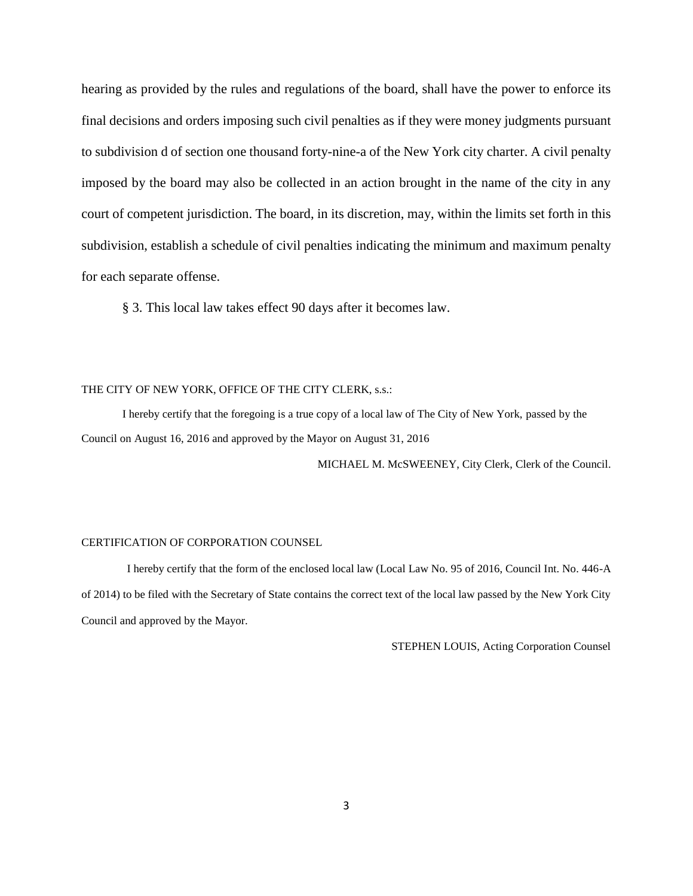hearing as provided by the rules and regulations of the board, shall have the power to enforce its final decisions and orders imposing such civil penalties as if they were money judgments pursuant to subdivision d of section one thousand forty-nine-a of the New York city charter. A civil penalty imposed by the board may also be collected in an action brought in the name of the city in any court of competent jurisdiction. The board, in its discretion, may, within the limits set forth in this subdivision, establish a schedule of civil penalties indicating the minimum and maximum penalty for each separate offense.

§ 3. This local law takes effect 90 days after it becomes law.

THE CITY OF NEW YORK, OFFICE OF THE CITY CLERK, s.s.:

I hereby certify that the foregoing is a true copy of a local law of The City of New York, passed by the Council on August 16, 2016 and approved by the Mayor on August 31, 2016

MICHAEL M. McSWEENEY, City Clerk, Clerk of the Council.

CERTIFICATION OF CORPORATION COUNSEL

I hereby certify that the form of the enclosed local law (Local Law No. 95 of 2016, Council Int. No. 446-A of 2014) to be filed with the Secretary of State contains the correct text of the local law passed by the New York City Council and approved by the Mayor.

STEPHEN LOUIS, Acting Corporation Counsel